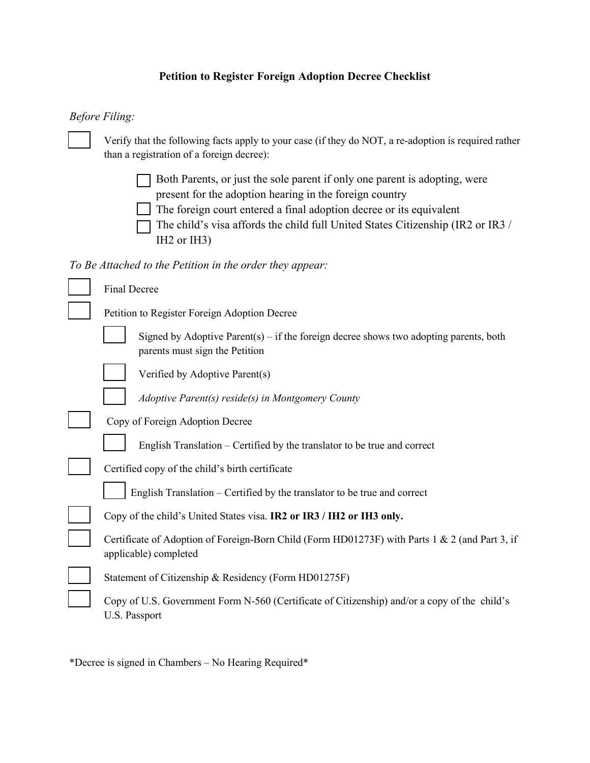# Petition to Register Foreign Adoption Decree Checklist

*Before Filing:*

- [ ] Verify that the following facts apply to your case (if they do NOT, a re-adoption is required rather than a registration of a foreign decree):
  - [ ] Both Parents, or just the sole parent if only one parent is adopting, were present for the adoption hearing in the foreign country
  - [ ] The foreign court entered a final adoption decree or its equivalent
  - [ ] The child's visa affords the child full United States Citizenship (IR2 or IR3 / IH2 or IH3)

*To Be Attached to the Petition in the order they appear:*

- [ ] Final Decree
- [ ] Petition to Register Foreign Adoption Decree
  - [ ] Signed by Adoptive Parent(s) – if the foreign decree shows two adopting parents, both parents must sign the Petition
  - [ ] Verified by Adoptive Parent(s)
  - [ ] *Adoptive Parent(s) reside(s) in Montgomery County*
- [ ] Copy of Foreign Adoption Decree
  - [ ] English Translation – Certified by the translator to be true and correct
- [ ] Certified copy of the child's birth certificate
  - [ ] English Translation – Certified by the translator to be true and correct
- [ ] Copy of the child's United States visa. **IR2 or IR3 / IH2 or IH3 only.**
- [ ] Certificate of Adoption of Foreign-Born Child (Form HD01273F) with Parts 1 & 2 (and Part 3, if applicable) completed
- [ ] Statement of Citizenship & Residency (Form HD01275F)
- [ ] Copy of U.S. Government Form N-560 (Certificate of Citizenship) and/or a copy of the child's U.S. Passport

*Decree is signed in Chambers – No Hearing Required*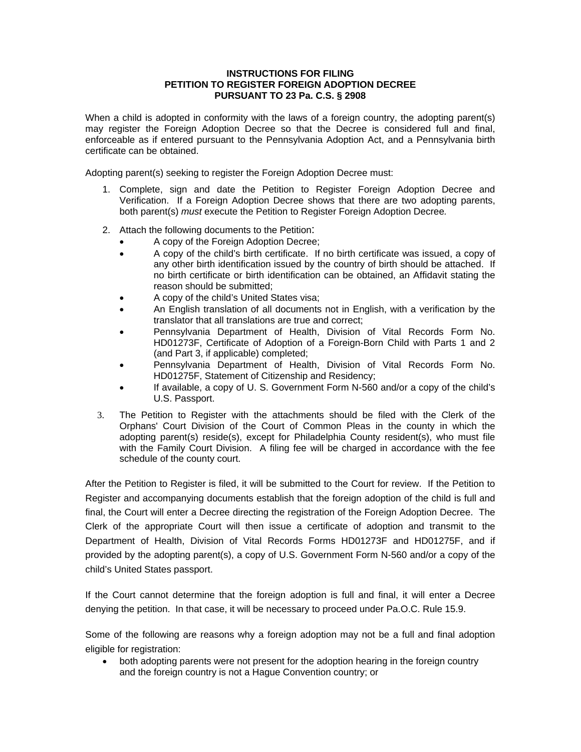**INSTRUCTIONS FOR FILING**
**PETITION TO REGISTER FOREIGN ADOPTION DECREE**
**PURSUANT TO 23 Pa. C.S. § 2908**

When a child is adopted in conformity with the laws of a foreign country, the adopting parent(s) may register the Foreign Adoption Decree so that the Decree is considered full and final, enforceable as if entered pursuant to the Pennsylvania Adoption Act, and a Pennsylvania birth certificate can be obtained.

Adopting parent(s) seeking to register the Foreign Adoption Decree must:

1. Complete, sign and date the Petition to Register Foreign Adoption Decree and Verification. If a Foreign Adoption Decree shows that there are two adopting parents, both parent(s) *must* execute the Petition to Register Foreign Adoption Decree.
2. Attach the following documents to the Petition:
   - A copy of the Foreign Adoption Decree;
   - A copy of the child's birth certificate. If no birth certificate was issued, a copy of any other birth identification issued by the country of birth should be attached. If no birth certificate or birth identification can be obtained, an Affidavit stating the reason should be submitted;
   - A copy of the child's United States visa;
   - An English translation of all documents not in English, with a verification by the translator that all translations are true and correct;
   - Pennsylvania Department of Health, Division of Vital Records Form No. HD01273F, Certificate of Adoption of a Foreign-Born Child with Parts 1 and 2 (and Part 3, if applicable) completed;
   - Pennsylvania Department of Health, Division of Vital Records Form No. HD01275F, Statement of Citizenship and Residency;
   - If available, a copy of U. S. Government Form N-560 and/or a copy of the child's U.S. Passport.
3. The Petition to Register with the attachments should be filed with the Clerk of the Orphans' Court Division of the Court of Common Pleas in the county in which the adopting parent(s) reside(s), except for Philadelphia County resident(s), who must file with the Family Court Division. A filing fee will be charged in accordance with the fee schedule of the county court.

After the Petition to Register is filed, it will be submitted to the Court for review. If the Petition to Register and accompanying documents establish that the foreign adoption of the child is full and final, the Court will enter a Decree directing the registration of the Foreign Adoption Decree. The Clerk of the appropriate Court will then issue a certificate of adoption and transmit to the Department of Health, Division of Vital Records Forms HD01273F and HD01275F, and if provided by the adopting parent(s), a copy of U.S. Government Form N-560 and/or a copy of the child's United States passport.

If the Court cannot determine that the foreign adoption is full and final, it will enter a Decree denying the petition. In that case, it will be necessary to proceed under Pa.O.C. Rule 15.9.

Some of the following are reasons why a foreign adoption may not be a full and final adoption eligible for registration:

- both adopting parents were not present for the adoption hearing in the foreign country and the foreign country is not a Hague Convention country; or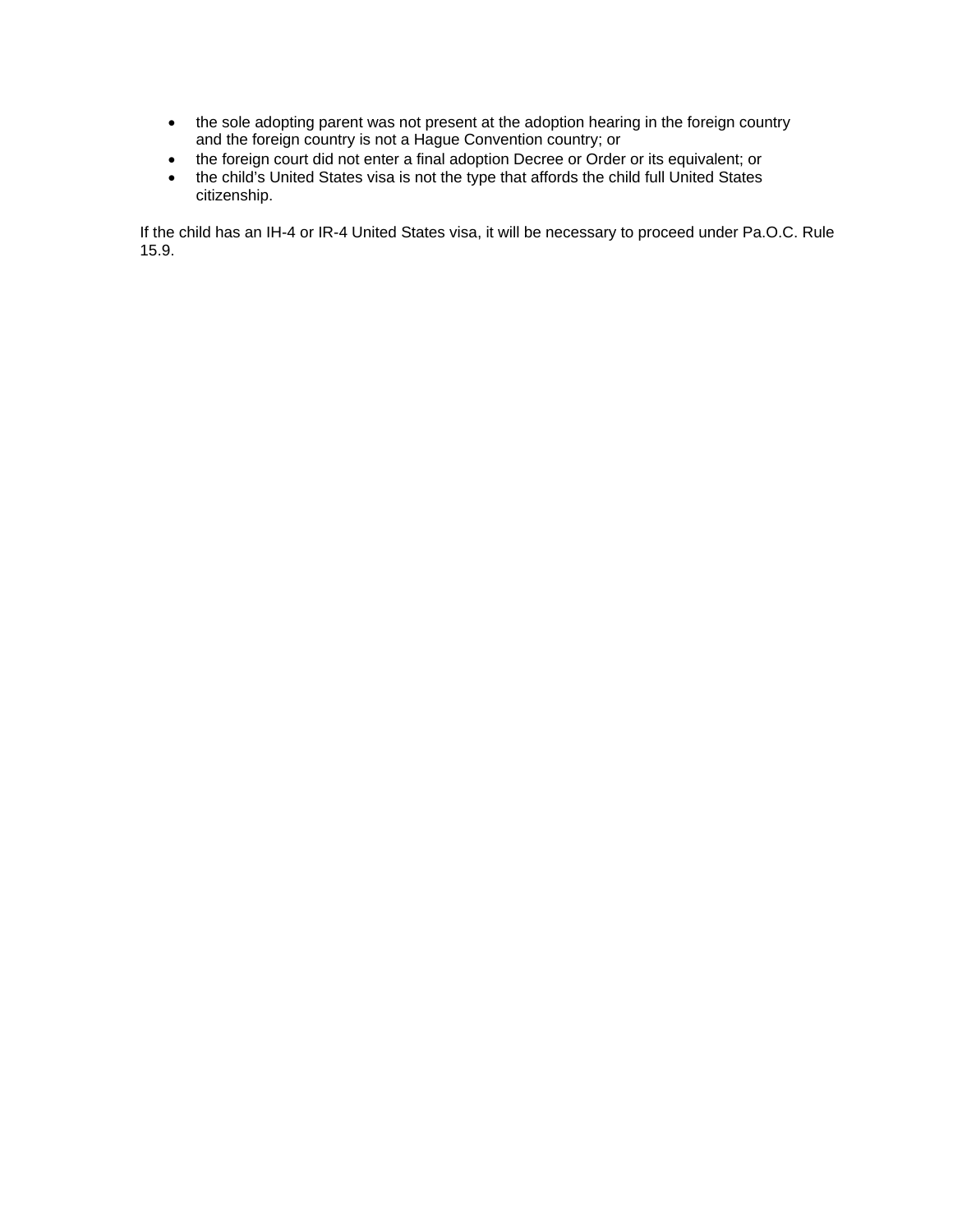- the sole adopting parent was not present at the adoption hearing in the foreign country and the foreign country is not a Hague Convention country; or
- the foreign court did not enter a final adoption Decree or Order or its equivalent; or
- the child's United States visa is not the type that affords the child full United States citizenship.

If the child has an IH-4 or IR-4 United States visa, it will be necessary to proceed under Pa.O.C. Rule 15.9.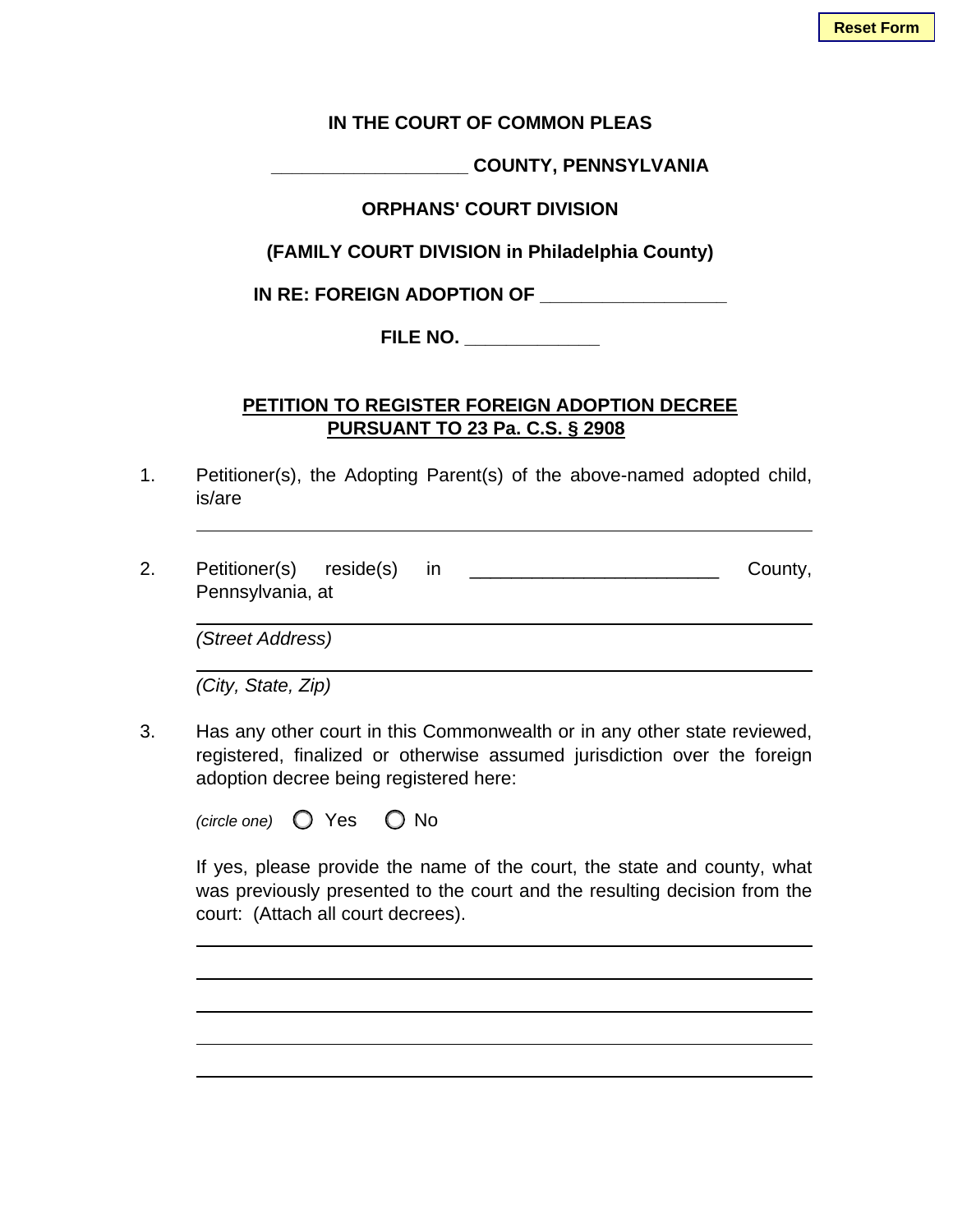**IN THE COURT OF COMMON PLEAS**

**__________________ COUNTY, PENNSYLVANIA**

**ORPHANS' COURT DIVISION**

**(FAMILY COURT DIVISION in Philadelphia County)**

**IN RE: FOREIGN ADOPTION OF _________________**

**FILE NO. ____________**

**PETITION TO REGISTER FOREIGN ADOPTION DECREE**
**PURSUANT TO 23 Pa. C.S. § 2908**

1. Petitioner(s), the Adopting Parent(s) of the above-named adopted child, is/are

   ______________________________________________________________

2. Petitioner(s) reside(s) in _______________________ County, Pennsylvania, at

   ______________________________________________________________
   *(Street Address)*

   ______________________________________________________________
   *(City, State, Zip)*

3. Has any other court in this Commonwealth or in any other state reviewed, registered, finalized or otherwise assumed jurisdiction over the foreign adoption decree being registered here:

   *(circle one)* ○ Yes ○ No

   If yes, please provide the name of the court, the state and county, what was previously presented to the court and the resulting decision from the court: (Attach all court decrees).

   ______________________________________________________________

   ______________________________________________________________

   ______________________________________________________________

   ______________________________________________________________

   ______________________________________________________________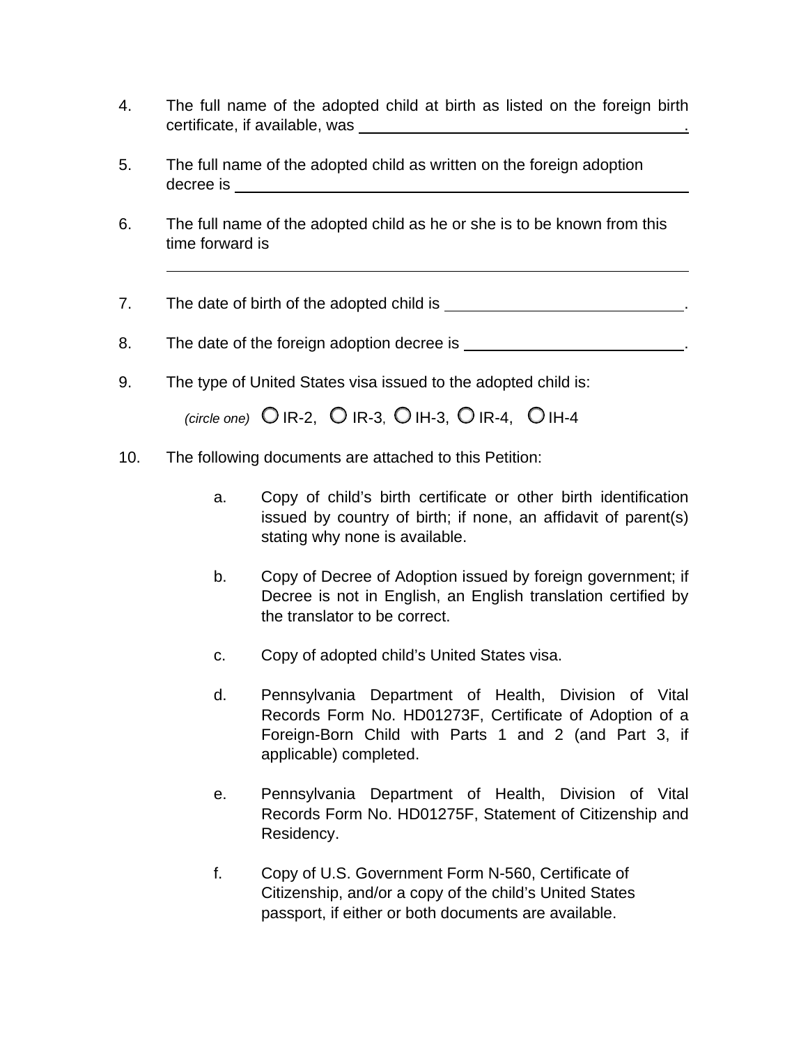4. The full name of the adopted child at birth as listed on the foreign birth certificate, if available, was ________________________________________.

5. The full name of the adopted child as written on the foreign adoption decree is ________________________________________

6. The full name of the adopted child as he or she is to be known from this time forward is

   ________________________________________

7. The date of birth of the adopted child is ____________________________.

8. The date of the foreign adoption decree is __________________________.

9. The type of United States visa issued to the adopted child is:

   *(circle one)* ○ IR-2, ○ IR-3, ○ IH-3, ○ IR-4, ○ IH-4

10. The following documents are attached to this Petition:

    a. Copy of child's birth certificate or other birth identification issued by country of birth; if none, an affidavit of parent(s) stating why none is available.

    b. Copy of Decree of Adoption issued by foreign government; if Decree is not in English, an English translation certified by the translator to be correct.

    c. Copy of adopted child's United States visa.

    d. Pennsylvania Department of Health, Division of Vital Records Form No. HD01273F, Certificate of Adoption of a Foreign-Born Child with Parts 1 and 2 (and Part 3, if applicable) completed.

    e. Pennsylvania Department of Health, Division of Vital Records Form No. HD01275F, Statement of Citizenship and Residency.

    f. Copy of U.S. Government Form N-560, Certificate of Citizenship, and/or a copy of the child's United States passport, if either or both documents are available.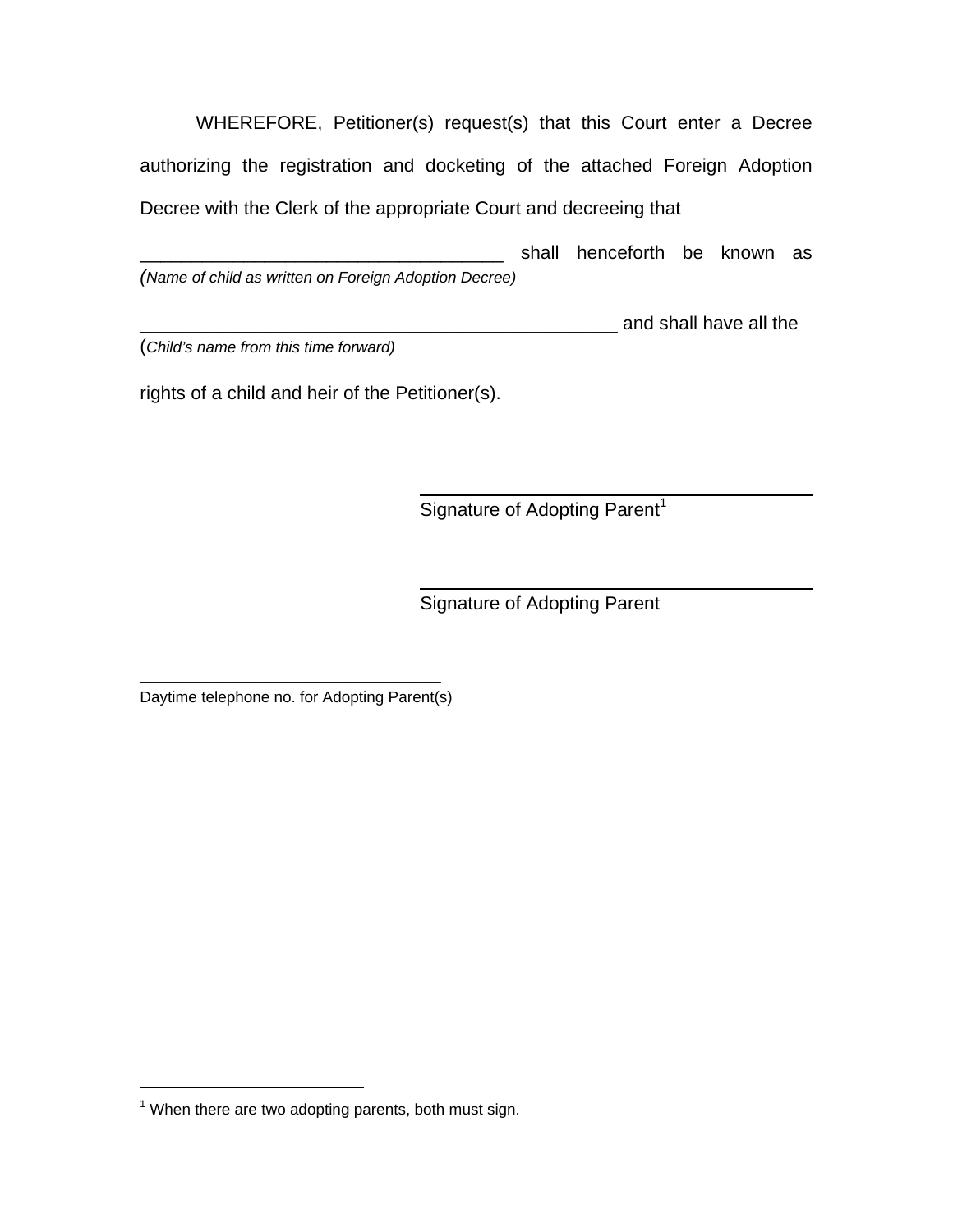WHEREFORE, Petitioner(s) request(s) that this Court enter a Decree authorizing the registration and docketing of the attached Foreign Adoption Decree with the Clerk of the appropriate Court and decreeing that

___________________________________ shall henceforth be known as
*(Name of child as written on Foreign Adoption Decree)*

______________________________________________ and shall have all the
*(Child's name from this time forward)*

rights of a child and heir of the Petitioner(s).

_________________________________
Signature of Adopting Parent[1]

_________________________________
Signature of Adopting Parent

_______________________________
Daytime telephone no. for Adopting Parent(s)

---

[1] When there are two adopting parents, both must sign.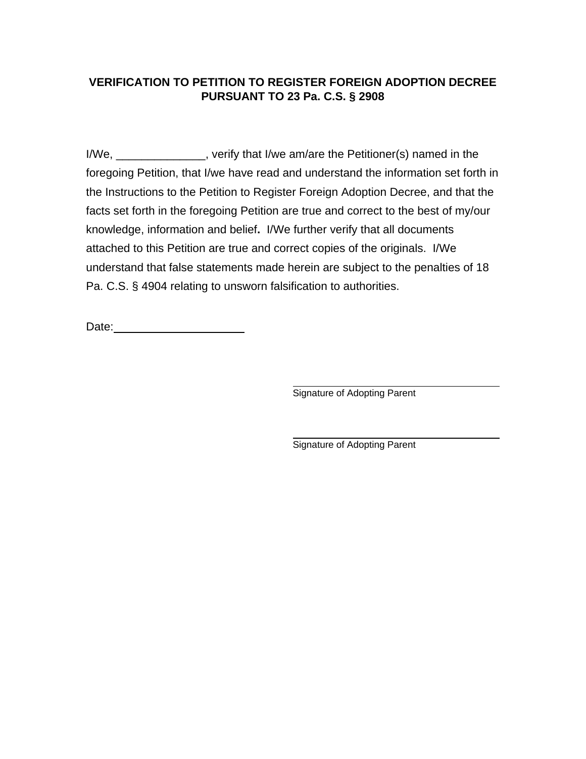**VERIFICATION TO PETITION TO REGISTER FOREIGN ADOPTION DECREE PURSUANT TO 23 Pa. C.S. § 2908**

I/We, ______________, verify that I/we am/are the Petitioner(s) named in the foregoing Petition, that I/we have read and understand the information set forth in the Instructions to the Petition to Register Foreign Adoption Decree, and that the facts set forth in the foregoing Petition are true and correct to the best of my/our knowledge, information and belief**.** I/We further verify that all documents attached to this Petition are true and correct copies of the originals. I/We understand that false statements made herein are subject to the penalties of 18 Pa. C.S. § 4904 relating to unsworn falsification to authorities.

Date:______________________

______________________________
Signature of Adopting Parent

______________________________
Signature of Adopting Parent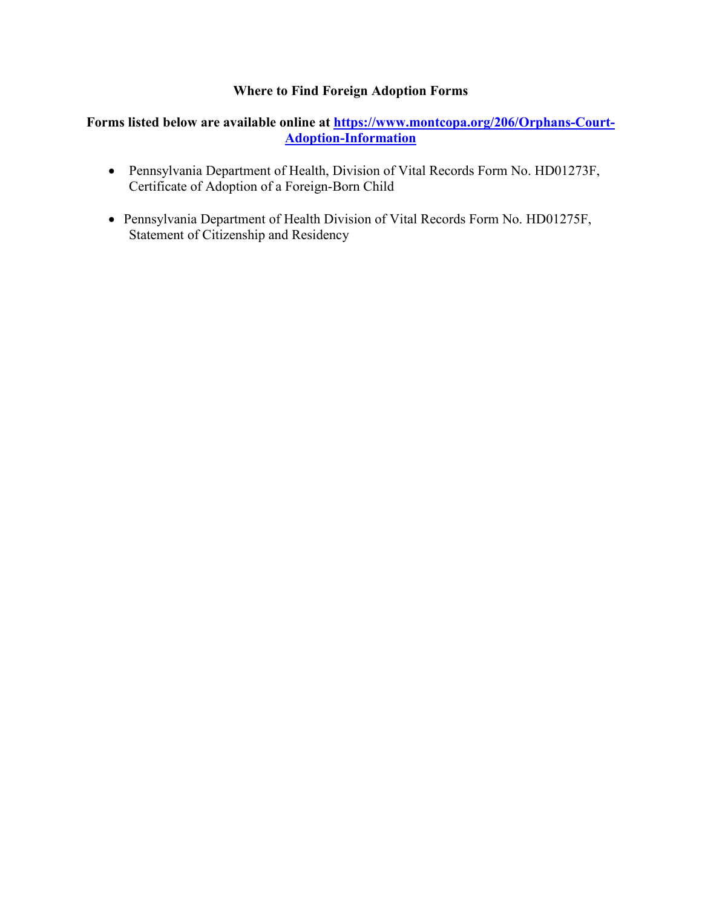## Where to Find Foreign Adoption Forms

**Forms listed below are available online at [https://www.montcopa.org/206/Orphans-Court-Adoption-Information](https://www.montcopa.org/206/Orphans-Court-Adoption-Information)**

- Pennsylvania Department of Health, Division of Vital Records Form No. HD01273F, Certificate of Adoption of a Foreign-Born Child
- Pennsylvania Department of Health Division of Vital Records Form No. HD01275F, Statement of Citizenship and Residency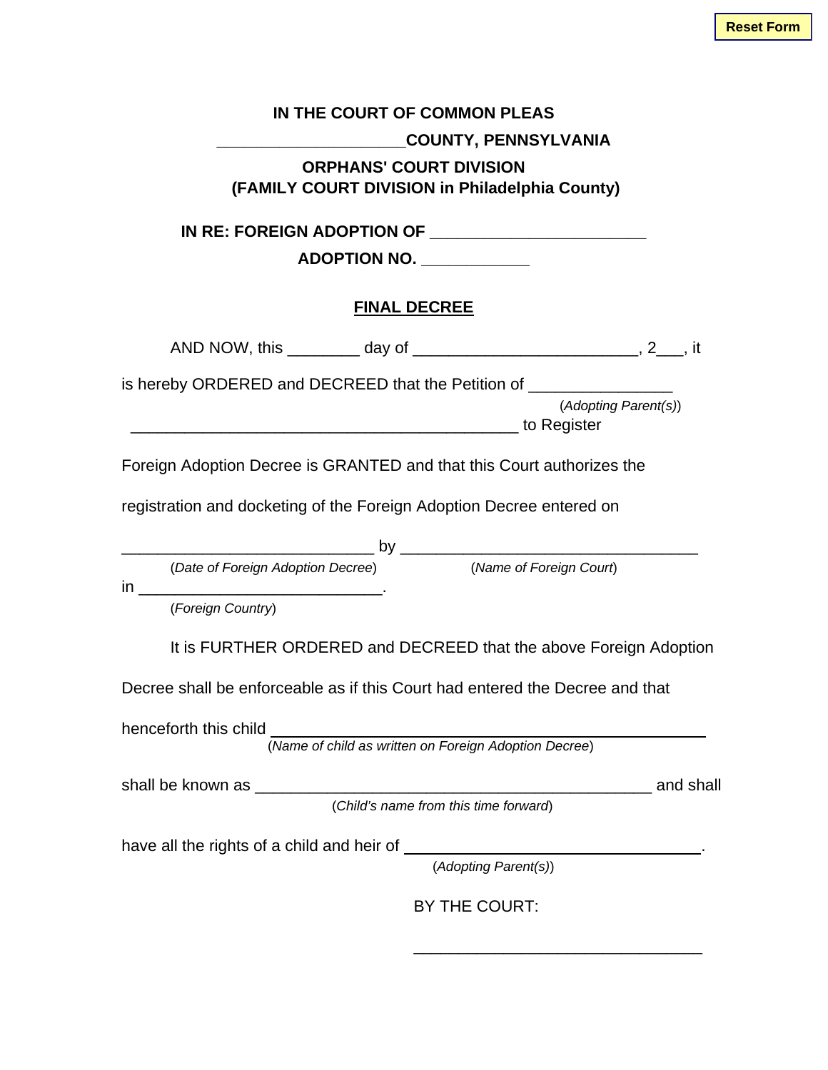Reset Form

**IN THE COURT OF COMMON PLEAS**

**____________________COUNTY, PENNSYLVANIA**

**ORPHANS' COURT DIVISION**
**(FAMILY COURT DIVISION in Philadelphia County)**

**IN RE: FOREIGN ADOPTION OF ______________________**

**ADOPTION NO. ___________**

**<u>FINAL DECREE</u>**

AND NOW, this ________ day of ________________________, 2___, it is hereby ORDERED and DECREED that the Petition of _______________
(*Adopting Parent(s)*)
_________________________________________ to Register Foreign Adoption Decree is GRANTED and that this Court authorizes the registration and docketing of the Foreign Adoption Decree entered on

___________________________ by ________________________________
(*Date of Foreign Adoption Decree*) (*Name of Foreign Court*)
in ___________________________.
(*Foreign Country*)

It is FURTHER ORDERED and DECREED that the above Foreign Adoption Decree shall be enforceable as if this Court had entered the Decree and that henceforth this child ______________________________________________
(*Name of child as written on Foreign Adoption Decree*)

shall be known as __________________________________________ and shall
(*Child's name from this time forward*)

have all the rights of a child and heir of ________________________________.
(*Adopting Parent(s)*)

BY THE COURT:

________________________________